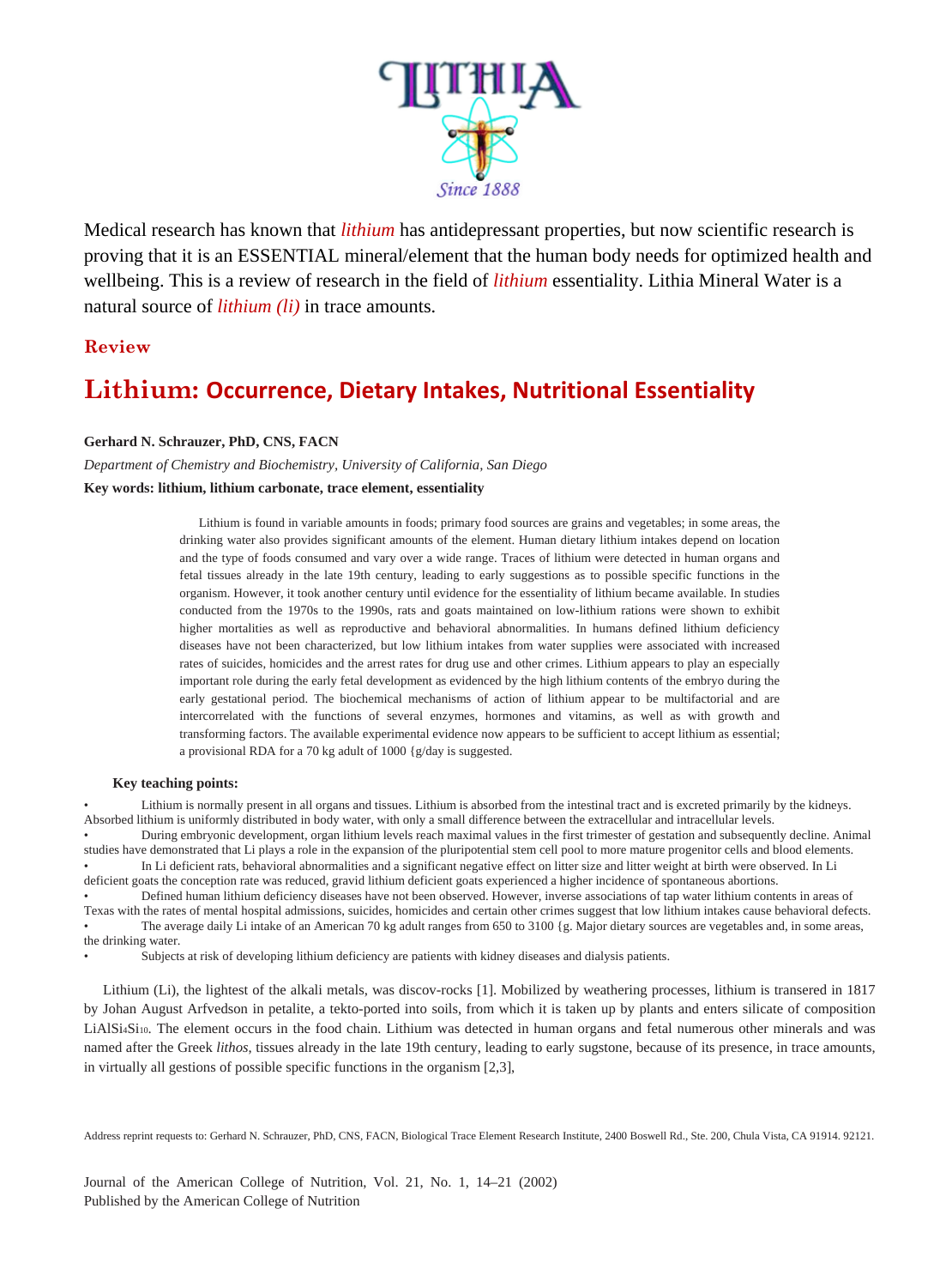Medical research has known that *lithium* has antidepressant properties, but now scientific research is proving that it is an ESSENTIAL mineral/element that the human body needs for optimized health and wellbeing. This is a review of research in the field of *lithium* essentiality. Lithia Mineral Water is a natural source of *lithium (li)* in trace amounts.

## Review

# Lithium: Occurrence, Dietary Intakes, Nutritional Essentiality

**Gerhard N. Schrauzer, PhD, CNS, FACN**

*Department of Chemistry and Biochemistry, University of California, San Diego*

**Key words: lithium, lithium carbonate, trace element, essentiality**

Lithium is found in variable amounts in foods; primary food sources are grains and vegetables; in some areas, the drinking water also provides significant amounts of the element. Human dietary lithium intakes depend on location and the type of foods consumed and vary over a wide range. Traces of lithium were detected in human organs and fetal tissues already in the late 19th century, leading to early suggestions as to possible specific functions in the organism. However, it took another century until evidence for the essentiality of lithium became available. In studies conducted from the 1970s to the 1990s, rats and goats maintained on low-lithium rations were shown to exhibit higher mortalities as well as reproductive and behavioral abnormalities. In humans defined lithium deficiency diseases have not been characterized, but low lithium intakes from water supplies were associated with increased rates of suicides, homicides and the arrest rates for drug use and other crimes. Lithium appears to play an especially important role during the early fetal development as evidenced by the high lithium contents of the embryo during the early gestational period. The biochemical mechanisms of action of lithium appear to be multifactorial and are intercorrelated with the functions of several enzymes, hormones and vitamins, as well as with growth and transforming factors. The available experimental evidence now appears to be sufficient to accept lithium as essential; a provisional RDA for a 70 kg adult of 1000 {g/day is suggested.

**Key teaching points:**

- Lithium is normally present in all organs and tissues. Lithium is absorbed from the intestinal tract and is excreted primarily by the kidneys. Absorbed lithium is uniformly distributed in body water, with only a small difference between the extracellular and intracellular levels.
- During embryonic development, organ lithium levels reach maximal values in the first trimester of gestation and subsequently decline. Animal studies have demonstrated that Li plays a role in the expansion of the pluripotential stem cell pool to more mature progenitor cells and blood elements.
- In Li deficient rats, behavioral abnormalities and a significant negative effect on litter size and litter weight at birth were observed. In Li deficient goats the conception rate was reduced, gravid lithium deficient goats experienced a higher incidence of spontaneous abortions.
- Defined human lithium deficiency diseases have not been observed. However, inverse associations of tap water lithium contents in areas of Texas with the rates of mental hospital admissions, suicides, homicides and certain other crimes suggest that low lithium intakes cause behavioral defects.
- The average daily Li intake of an American 70 kg adult ranges from 650 to 3100 {g. Major dietary sources are vegetables and, in some areas, the drinking water.
- Subjects at risk of developing lithium deficiency are patients with kidney diseases and dialysis patients.

Lithium (Li), the lightest of the alkali metals, was discov-rocks [1]. Mobilized by weathering processes, lithium is transered in 1817 by Johan August Arfvedson in petalite, a tekto-ported into soils, from which it is taken up by plants and enters silicate of composition $LiAlSi_4Si_{10}$. The element occurs in the food chain. Lithium was detected in human organs and fetal numerous other minerals and was named after the Greek *lithos*, tissues already in the late 19th century, leading to early sugstone, because of its presence, in trace amounts, in virtually all gestions of possible specific functions in the organism [2,3],

Address reprint requests to: Gerhard N. Schrauzer, PhD, CNS, FACN, Biological Trace Element Research Institute, 2400 Boswell Rd., Ste. 200, Chula Vista, CA 91914. 92121.

Journal of the American College of Nutrition, Vol. 21, No. 1, 14–21 (2002)
Published by the American College of Nutrition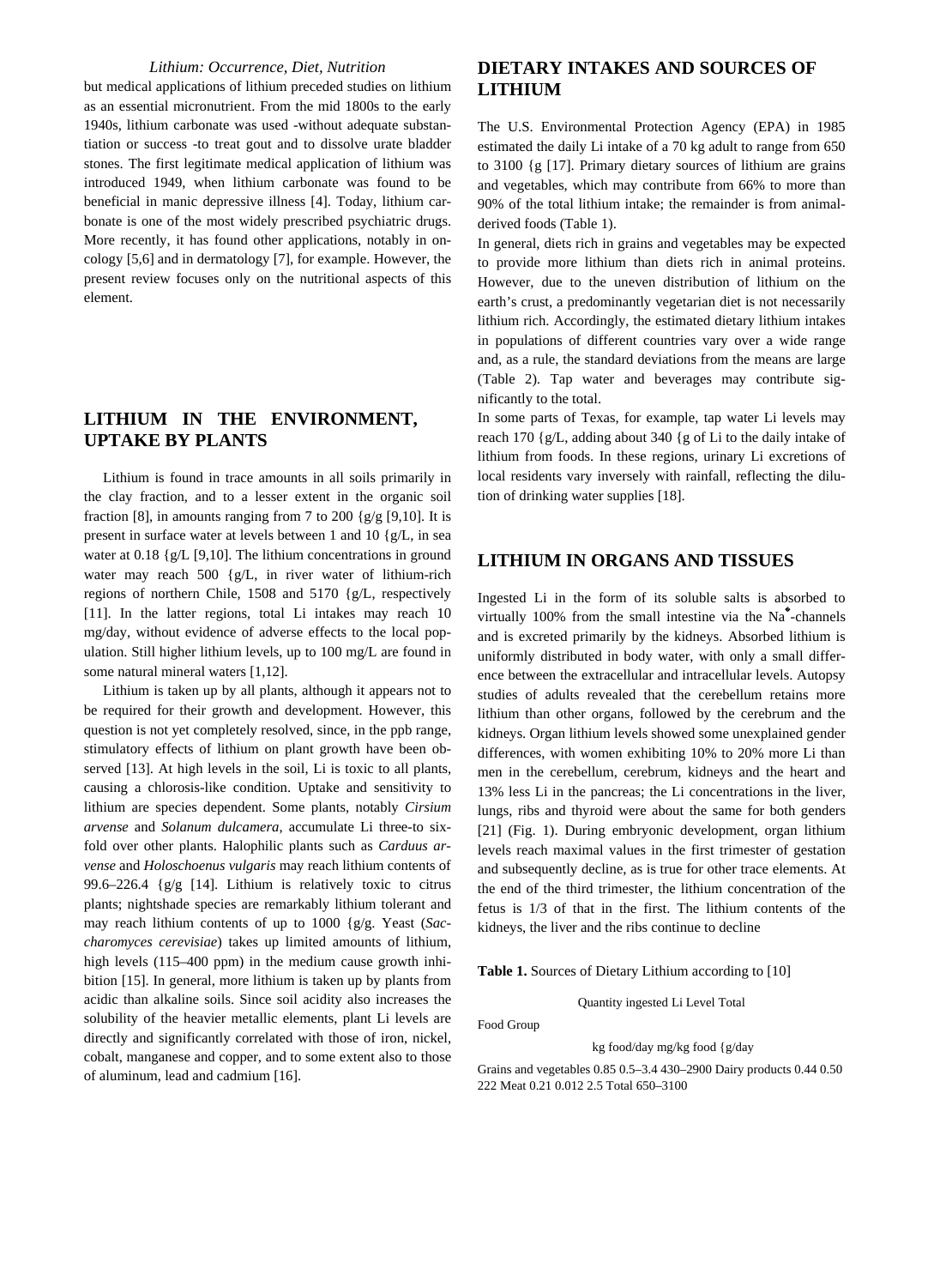but medical applications of lithium preceded studies on lithium as an essential micronutrient. From the mid 1800s to the early 1940s, lithium carbonate was used -without adequate substantiation or success -to treat gout and to dissolve urate bladder stones. The first legitimate medical application of lithium was introduced 1949, when lithium carbonate was found to be beneficial in manic depressive illness [4]. Today, lithium carbonate is one of the most widely prescribed psychiatric drugs. More recently, it has found other applications, notably in oncology [5,6] and in dermatology [7], for example. However, the present review focuses only on the nutritional aspects of this element.

## LITHIUM IN THE ENVIRONMENT, UPTAKE BY PLANTS

Lithium is found in trace amounts in all soils primarily in the clay fraction, and to a lesser extent in the organic soil fraction [8], in amounts ranging from 7 to 200 {g/g [9,10]. It is present in surface water at levels between 1 and 10 {g/L, in sea water at 0.18 {g/L [9,10]. The lithium concentrations in ground water may reach 500 {g/L, in river water of lithium-rich regions of northern Chile, 1508 and 5170 {g/L, respectively [11]. In the latter regions, total Li intakes may reach 10 mg/day, without evidence of adverse effects to the local population. Still higher lithium levels, up to 100 mg/L are found in some natural mineral waters [1,12].

Lithium is taken up by all plants, although it appears not to be required for their growth and development. However, this question is not yet completely resolved, since, in the ppb range, stimulatory effects of lithium on plant growth have been observed [13]. At high levels in the soil, Li is toxic to all plants, causing a chlorosis-like condition. Uptake and sensitivity to lithium are species dependent. Some plants, notably *Cirsium arvense* and *Solanum dulcamera*, accumulate Li three-to six-fold over other plants. Halophilic plants such as *Carduus arvense* and *Holoschoenus vulgaris* may reach lithium contents of 99.6–226.4 {g/g [14]. Lithium is relatively toxic to citrus plants; nightshade species are remarkably lithium tolerant and may reach lithium contents of up to 1000 {g/g. Yeast (*Saccharomyces cerevisiae*) takes up limited amounts of lithium, high levels (115–400 ppm) in the medium cause growth inhibition [15]. In general, more lithium is taken up by plants from acidic than alkaline soils. Since soil acidity also increases the solubility of the heavier metallic elements, plant Li levels are directly and significantly correlated with those of iron, nickel, cobalt, manganese and copper, and to some extent also to those of aluminum, lead and cadmium [16].

## DIETARY INTAKES AND SOURCES OF LITHIUM

The U.S. Environmental Protection Agency (EPA) in 1985 estimated the daily Li intake of a 70 kg adult to range from 650 to 3100 {g [17]. Primary dietary sources of lithium are grains and vegetables, which may contribute from 66% to more than 90% of the total lithium intake; the remainder is from animal-derived foods (Table 1).

In general, diets rich in grains and vegetables may be expected to provide more lithium than diets rich in animal proteins. However, due to the uneven distribution of lithium on the earth's crust, a predominantly vegetarian diet is not necessarily lithium rich. Accordingly, the estimated dietary lithium intakes in populations of different countries vary over a wide range and, as a rule, the standard deviations from the means are large (Table 2). Tap water and beverages may contribute significantly to the total.

In some parts of Texas, for example, tap water Li levels may reach 170 {g/L, adding about 340 {g of Li to the daily intake of lithium from foods. In these regions, urinary Li excretions of local residents vary inversely with rainfall, reflecting the dilution of drinking water supplies [18].

## LITHIUM IN ORGANS AND TISSUES

Ingested Li in the form of its soluble salts is absorbed to virtually 100% from the small intestine via the $Na^{+}$-channels and is excreted primarily by the kidneys. Absorbed lithium is uniformly distributed in body water, with only a small difference between the extracellular and intracellular levels. Autopsy studies of adults revealed that the cerebellum retains more lithium than other organs, followed by the cerebrum and the kidneys. Organ lithium levels showed some unexplained gender differences, with women exhibiting 10% to 20% more Li than men in the cerebellum, cerebrum, kidneys and the heart and 13% less Li in the pancreas; the Li concentrations in the liver, lungs, ribs and thyroid were about the same for both genders [21] (Fig. 1). During embryonic development, organ lithium levels reach maximal values in the first trimester of gestation and subsequently decline, as is true for other trace elements. At the end of the third trimester, the lithium concentration of the fetus is 1/3 of that in the first. The lithium contents of the kidneys, the liver and the ribs continue to decline

**Table 1.** Sources of Dietary Lithium according to [10]

| Food Group | Quantity ingested kg food/day | Li Level mg/kg food | Total {g/day |
|---|---|---|---|
| Grains and vegetables | 0.85 | 0.5–3.4 | 430–2900 |
| Dairy products | 0.44 | 0.50 | 222 |
| Meat | 0.21 | 0.012 | 2.5 |
| Total | | | 650–3100 |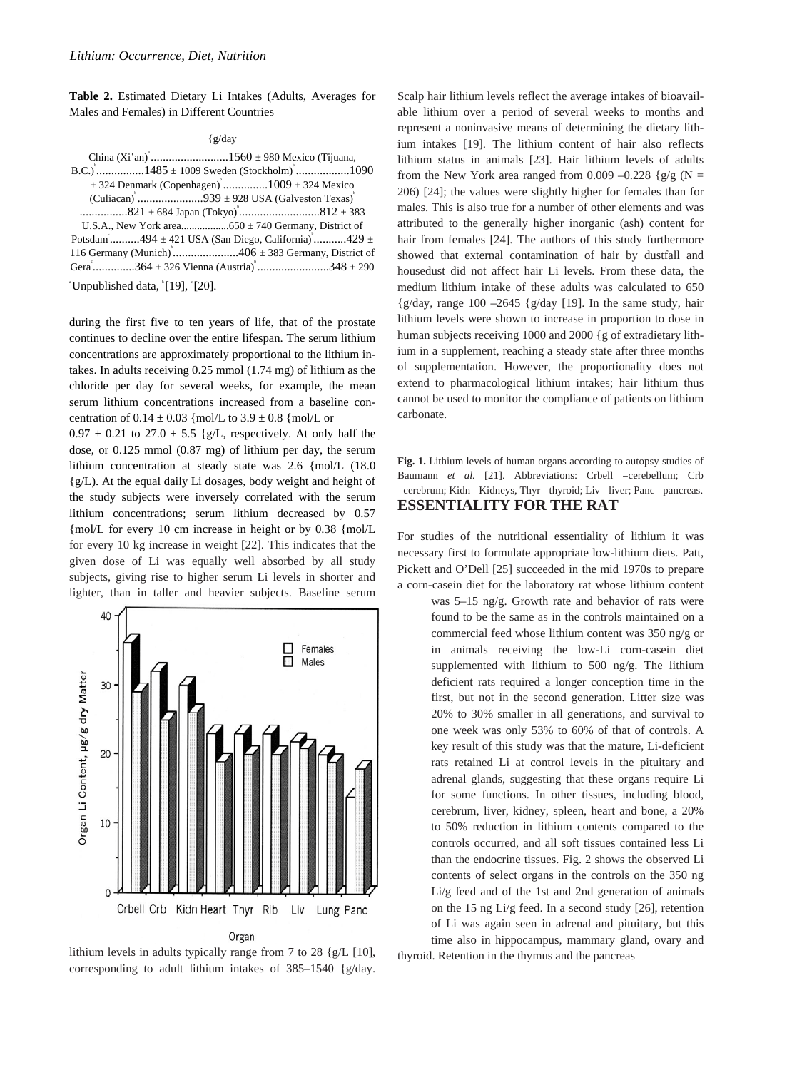**Table 2.** Estimated Dietary Li Intakes (Adults, Averages for Males and Females) in Different Countries

| Country | μg/day |
|---|---|
| China (Xi'an)[a] | 1560 ± 980 |
| Mexico (Tijuana, B.C.)[b] | 1485 ± 1009 |
| Sweden (Stockholm)[b] | 1090 ± 324 |
| Denmark (Copenhagen)[b] | 1009 ± 324 |
| Mexico (Culiacan)[b] | 939 ± 928 |
| USA (Galveston Texas)[b] | 821 ± 684 |
| Japan (Tokyo)[b] | 812 ± 383 |
| U.S.A., New York area | 650 ± 740 |
| Germany, District of Potsdam[c] | 494 ± 421 |
| USA (San Diego, California)[b] | 429 ± 116 |
| Germany (Munich)[a] | 406 ± 383 |
| Germany, District of Gera[c] | 364 ± 326 |
| Vienna (Austria)[b] | 348 ± 290 |

[a]Unpublished data, [b][19], [c][20].

during the first five to ten years of life, that of the prostate continues to decline over the entire lifespan. The serum lithium concentrations are approximately proportional to the lithium intakes. In adults receiving 0.25 mmol (1.74 mg) of lithium as the chloride per day for several weeks, for example, the mean serum lithium concentrations increased from a baseline concentration of 0.14 ± 0.03 μmol/L to 3.9 ± 0.8 μmol/L or 0.97 ± 0.21 to 27.0 ± 5.5 μg/L, respectively. At only half the dose, or 0.125 mmol (0.87 mg) of lithium per day, the serum lithium concentration at steady state was 2.6 μmol/L (18.0 μg/L). At the equal daily Li dosages, body weight and height of the study subjects were inversely correlated with the serum lithium concentrations; serum lithium decreased by 0.57 μmol/L for every 10 cm increase in height or by 0.38 μmol/L for every 10 kg increase in weight [22]. This indicates that the given dose of Li was equally well absorbed by all study subjects, giving rise to higher serum Li levels in shorter and lighter, than in taller and heavier subjects. Baseline serum lithium levels in adults typically range from 7 to 28 μg/L [10], corresponding to adult lithium intakes of 385–1540 μg/day.

Scalp hair lithium levels reflect the average intakes of bioavailable lithium over a period of several weeks to months and represent a noninvasive means of determining the dietary lithium intakes [19]. The lithium content of hair also reflects lithium status in animals [23]. Hair lithium levels of adults from the New York area ranged from 0.009 –0.228 μg/g (N = 206) [24]; the values were slightly higher for females than for males. This is also true for a number of other elements and was attributed to the generally higher inorganic (ash) content for hair from females [24]. The authors of this study furthermore showed that external contamination of hair by dustfall and housedust did not affect hair Li levels. From these data, the medium lithium intake of these adults was calculated to 650 μg/day, range 100 –2645 μg/day [19]. In the same study, hair lithium levels were shown to increase in proportion to dose in human subjects receiving 1000 and 2000 μg of extradietary lithium in a supplement, reaching a steady state after three months of supplementation. However, the proportionality does not extend to pharmacological lithium intakes; hair lithium thus cannot be used to monitor the compliance of patients on lithium carbonate.

**Fig. 1.** Lithium levels of human organs according to autopsy studies of Baumann *et al.* [21]. Abbreviations: Crbell =cerebellum; Crb =cerebrum; Kidn =Kidneys, Thyr =thyroid; Liv =liver; Panc =pancreas.

## ESSENTIALITY FOR THE RAT

For studies of the nutritional essentiality of lithium it was necessary first to formulate appropriate low-lithium diets. Patt, Pickett and O'Dell [25] succeeded in the mid 1970s to prepare a corn-casein diet for the laboratory rat whose lithium content was 5–15 ng/g. Growth rate and behavior of rats were found to be the same as in the controls maintained on a commercial feed whose lithium content was 350 ng/g or in animals receiving the low-Li corn-casein diet supplemented with lithium to 500 ng/g. The lithium deficient rats required a longer conception time in the first, but not in the second generation. Litter size was 20% to 30% smaller in all generations, and survival to one week was only 53% to 60% of that of controls. A key result of this study was that the mature, Li-deficient rats retained Li at control levels in the pituitary and adrenal glands, suggesting that these organs require Li for some functions. In other tissues, including blood, cerebrum, liver, kidney, spleen, heart and bone, a 20% to 50% reduction in lithium contents compared to the controls occurred, and all soft tissues contained less Li than the endocrine tissues. Fig. 2 shows the observed Li contents of select organs in the controls on the 350 ng Li/g feed and of the 1st and 2nd generation of animals on the 15 ng Li/g feed. In a second study [26], retention of Li was again seen in adrenal and pituitary, but this time also in hippocampus, mammary gland, ovary and thyroid. Retention in the thymus and the pancreas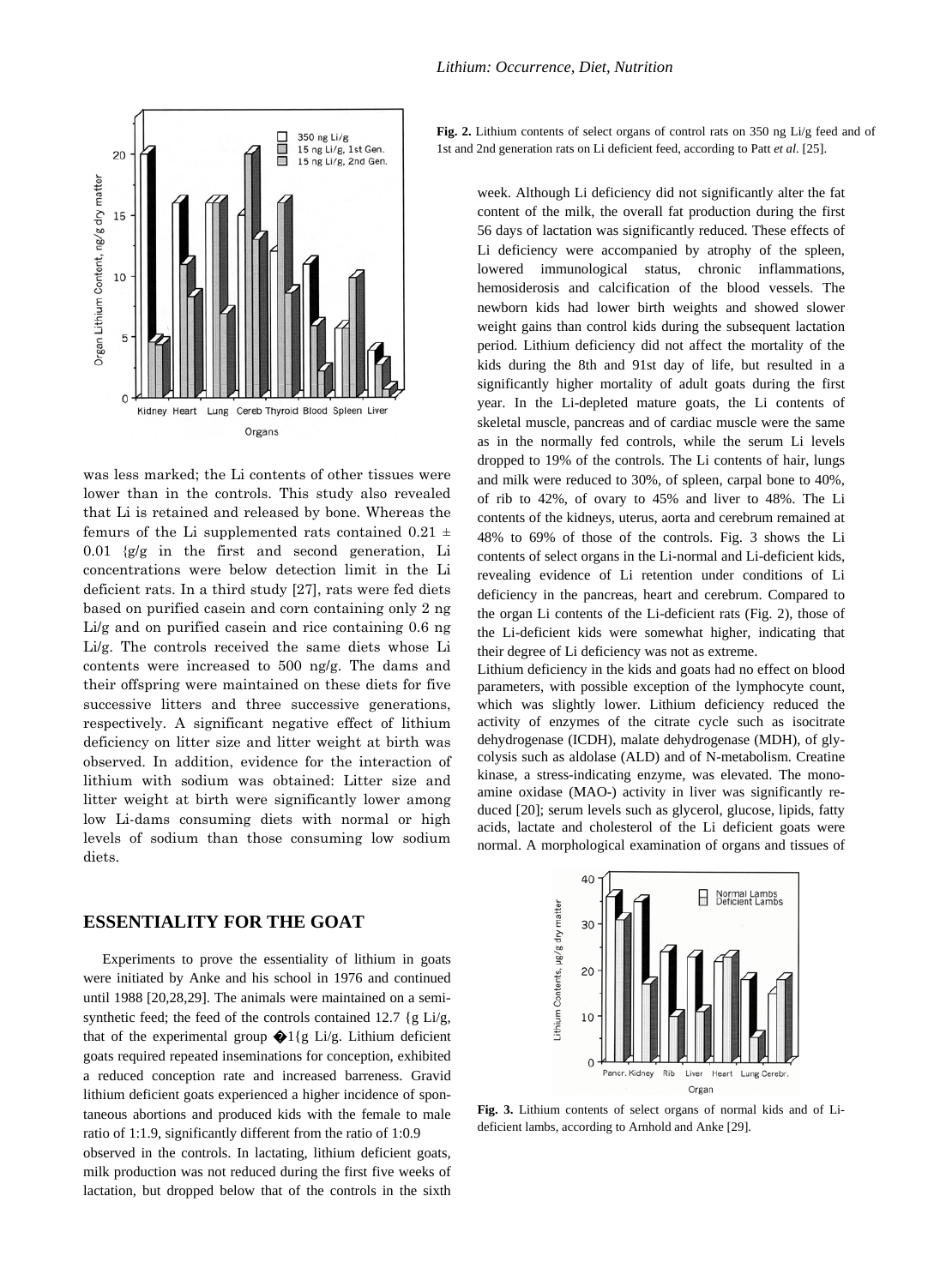Fig. 2. Lithium contents of select organs of control rats on 350 ng Li/g feed and of 1st and 2nd generation rats on Li deficient feed, according to Patt *et al.* [25].

was less marked; the Li contents of other tissues were lower than in the controls. This study also revealed that Li is retained and released by bone. Whereas the femurs of the Li supplemented rats contained 0.21 ± 0.01 {g/g in the first and second generation, Li concentrations were below detection limit in the Li deficient rats. In a third study [27], rats were fed diets based on purified casein and corn containing only 2 ng Li/g and on purified casein and rice containing 0.6 ng Li/g. The controls received the same diets whose Li contents were increased to 500 ng/g. The dams and their offspring were maintained on these diets for five successive litters and three successive generations, respectively. A significant negative effect of lithium deficiency on litter size and litter weight at birth was observed. In addition, evidence for the interaction of lithium with sodium was obtained: Litter size and litter weight at birth were significantly lower among low Li-dams consuming diets with normal or high levels of sodium than those consuming low sodium diets.

## ESSENTIALITY FOR THE GOAT

Experiments to prove the essentiality of lithium in goats were initiated by Anke and his school in 1976 and continued until 1988 [20,28,29]. The animals were maintained on a semi-synthetic feed; the feed of the controls contained 12.7 {g Li/g, that of the experimental group �1{g Li/g. Lithium deficient goats required repeated inseminations for conception, exhibited a reduced conception rate and increased barreness. Gravid lithium deficient goats experienced a higher incidence of spontaneous abortions and produced kids with the female to male ratio of 1:1.9, significantly different from the ratio of 1:0.9 observed in the controls. In lactating, lithium deficient goats, milk production was not reduced during the first five weeks of lactation, but dropped below that of the controls in the sixth week. Although Li deficiency did not significantly alter the fat content of the milk, the overall fat production during the first 56 days of lactation was significantly reduced. These effects of Li deficiency were accompanied by atrophy of the spleen, lowered immunological status, chronic inflammations, hemosiderosis and calcification of the blood vessels. The newborn kids had lower birth weights and showed slower weight gains than control kids during the subsequent lactation period. Lithium deficiency did not affect the mortality of the kids during the 8th and 91st day of life, but resulted in a significantly higher mortality of adult goats during the first year. In the Li-depleted mature goats, the Li contents of skeletal muscle, pancreas and of cardiac muscle were the same as in the normally fed controls, while the serum Li levels dropped to 19% of the controls. The Li contents of hair, lungs and milk were reduced to 30%, of spleen, carpal bone to 40%, of rib to 42%, of ovary to 45% and liver to 48%. The Li contents of the kidneys, uterus, aorta and cerebrum remained at 48% to 69% of those of the controls. Fig. 3 shows the Li contents of select organs in the Li-normal and Li-deficient kids, revealing evidence of Li retention under conditions of Li deficiency in the pancreas, heart and cerebrum. Compared to the organ Li contents of the Li-deficient rats (Fig. 2), those of the Li-deficient kids were somewhat higher, indicating that their degree of Li deficiency was not as extreme.

Lithium deficiency in the kids and goats had no effect on blood parameters, with possible exception of the lymphocyte count, which was slightly lower. Lithium deficiency reduced the activity of enzymes of the citrate cycle such as isocitrate dehydrogenase (ICDH), malate dehydrogenase (MDH), of glycolysis such as aldolase (ALD) and of N-metabolism. Creatine kinase, a stress-indicating enzyme, was elevated. The monoamine oxidase (MAO-) activity in liver was significantly reduced [20]; serum levels such as glycerol, glucose, lipids, fatty acids, lactate and cholesterol of the Li deficient goats were normal. A morphological examination of organs and tissues of

Fig. 3. Lithium contents of select organs of normal kids and of Li-deficient lambs, according to Arnhold and Anke [29].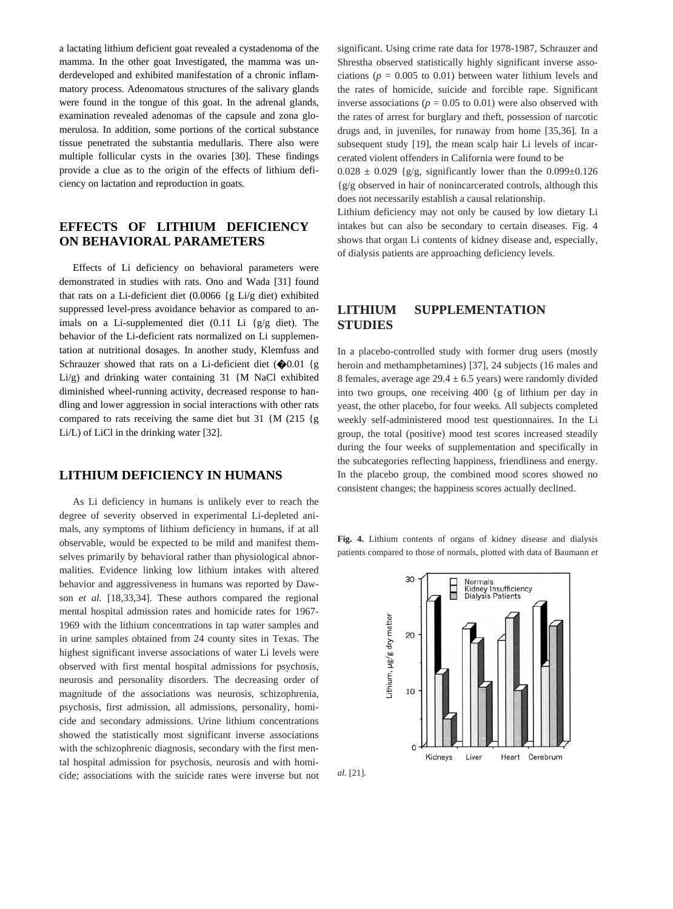a lactating lithium deficient goat revealed a cystadenoma of the mamma. In the other goat Investigated, the mamma was underdeveloped and exhibited manifestation of a chronic inflammatory process. Adenomatous structures of the salivary glands were found in the tongue of this goat. In the adrenal glands, examination revealed adenomas of the capsule and zona glomerulosa. In addition, some portions of the cortical substance tissue penetrated the substantia medullaris. There also were multiple follicular cysts in the ovaries [30]. These findings provide a clue as to the origin of the effects of lithium deficiency on lactation and reproduction in goats.

## EFFECTS OF LITHIUM DEFICIENCY ON BEHAVIORAL PARAMETERS

Effects of Li deficiency on behavioral parameters were demonstrated in studies with rats. Ono and Wada [31] found that rats on a Li-deficient diet (0.0066 {g Li/g diet) exhibited suppressed level-press avoidance behavior as compared to animals on a Li-supplemented diet (0.11 Li {g/g diet). The behavior of the Li-deficient rats normalized on Li supplementation at nutritional dosages. In another study, Klemfuss and Schrauzer showed that rats on a Li-deficient diet (�0.01 {g Li/g) and drinking water containing 31 {M NaCl exhibited diminished wheel-running activity, decreased response to handling and lower aggression in social interactions with other rats compared to rats receiving the same diet but 31 {M (215 {g Li/L) of LiCl in the drinking water [32].

## LITHIUM DEFICIENCY IN HUMANS

As Li deficiency in humans is unlikely ever to reach the degree of severity observed in experimental Li-depleted animals, any symptoms of lithium deficiency in humans, if at all observable, would be expected to be mild and manifest themselves primarily by behavioral rather than physiological abnormalities. Evidence linking low lithium intakes with altered behavior and aggressiveness in humans was reported by Dawson *et al.* [18,33,34]. These authors compared the regional mental hospital admission rates and homicide rates for 1967-1969 with the lithium concentrations in tap water samples and in urine samples obtained from 24 county sites in Texas. The highest significant inverse associations of water Li levels were observed with first mental hospital admissions for psychosis, neurosis and personality disorders. The decreasing order of magnitude of the associations was neurosis, schizophrenia, psychosis, first admission, all admissions, personality, homicide and secondary admissions. Urine lithium concentrations showed the statistically most significant inverse associations with the schizophrenic diagnosis, secondary with the first mental hospital admission for psychosis, neurosis and with homicide; associations with the suicide rates were inverse but not significant. Using crime rate data for 1978-1987, Schrauzer and Shrestha observed statistically highly significant inverse associations ($p$ = 0.005 to 0.01) between water lithium levels and the rates of homicide, suicide and forcible rape. Significant inverse associations ($p$ = 0.05 to 0.01) were also observed with the rates of arrest for burglary and theft, possession of narcotic drugs and, in juveniles, for runaway from home [35,36]. In a subsequent study [19], the mean scalp hair Li levels of incarcerated violent offenders in California were found to be 0.028 ± 0.029 {g/g, significantly lower than the 0.099±0.126 {g/g observed in hair of nonincarcerated controls, although this does not necessarily establish a causal relationship.

Lithium deficiency may not only be caused by low dietary Li intakes but can also be secondary to certain diseases. Fig. 4 shows that organ Li contents of kidney disease and, especially, of dialysis patients are approaching deficiency levels.

## LITHIUM SUPPLEMENTATION STUDIES

In a placebo-controlled study with former drug users (mostly heroin and methamphetamines) [37], 24 subjects (16 males and 8 females, average age 29.4 ± 6.5 years) were randomly divided into two groups, one receiving 400 {g of lithium per day in yeast, the other placebo, for four weeks. All subjects completed weekly self-administered mood test questionnaires. In the Li group, the total (positive) mood test scores increased steadily during the four weeks of supplementation and specifically in the subcategories reflecting happiness, friendliness and energy. In the placebo group, the combined mood scores showed no consistent changes; the happiness scores actually declined.

**Fig. 4.** Lithium contents of organs of kidney disease and dialysis patients compared to those of normals, plotted with data of Baumann *et al.* [21].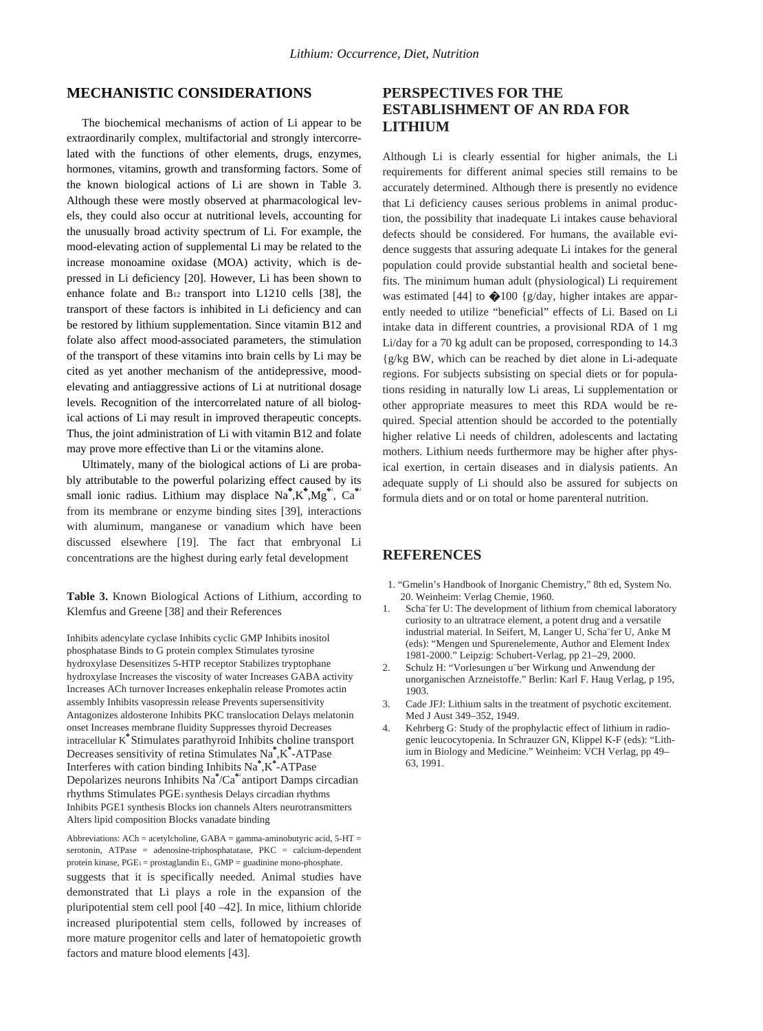## MECHANISTIC CONSIDERATIONS

The biochemical mechanisms of action of Li appear to be extraordinarily complex, multifactorial and strongly intercorrelated with the functions of other elements, drugs, enzymes, hormones, vitamins, growth and transforming factors. Some of the known biological actions of Li are shown in Table 3. Although these were mostly observed at pharmacological levels, they could also occur at nutritional levels, accounting for the unusually broad activity spectrum of Li. For example, the mood-elevating action of supplemental Li may be related to the increase monoamine oxidase (MOA) activity, which is depressed in Li deficiency [20]. However, Li has been shown to enhance folate and $B_{12}$ transport into L1210 cells [38], the transport of these factors is inhibited in Li deficiency and can be restored by lithium supplementation. Since vitamin B12 and folate also affect mood-associated parameters, the stimulation of the transport of these vitamins into brain cells by Li may be cited as yet another mechanism of the antidepressive, mood-elevating and antiaggressive actions of Li at nutritional dosage levels. Recognition of the intercorrelated nature of all biological actions of Li may result in improved therapeutic concepts. Thus, the joint administration of Li with vitamin B12 and folate may prove more effective than Li or the vitamins alone.

Ultimately, many of the biological actions of Li are probably attributable to the powerful polarizing effect caused by its small ionic radius. Lithium may displace $Na^{+}$,$K^{+}$,$Mg^{2+}$, $Ca^{2+}$ from its membrane or enzyme binding sites [39], interactions with aluminum, manganese or vanadium which have been discussed elsewhere [19]. The fact that embryonal Li concentrations are the highest during early fetal development suggests that it is specifically needed. Animal studies have demonstrated that Li plays a role in the expansion of the pluripotential stem cell pool [40 –42]. In mice, lithium chloride increased pluripotential stem cells, followed by increases of more mature progenitor cells and later of hematopoietic growth factors and mature blood elements [43].

**Table 3.** Known Biological Actions of Lithium, according to Klemfus and Greene [38] and their References

Inhibits adencylate cyclase Inhibits cyclic GMP Inhibits inositol phosphatase Binds to G protein complex Stimulates tyrosine hydroxylase Desensitizes 5-HTP receptor Stabilizes tryptophane hydroxylase Increases the viscosity of water Increases GABA activity Increases ACh turnover Increases enkephalin release Promotes actin assembly Inhibits vasopressin release Prevents supersensitivity Antagonizes aldosterone Inhibits PKC translocation Delays melatonin onset Increases membrane fluidity Suppresses thyroid Decreases intracellular $K^{+}$ Stimulates parathyroid Inhibits choline transport Decreases sensitivity of retina Stimulates $Na^{+}$,$K^{+}$-ATPase Interferes with cation binding Inhibits $Na^{+}$,$K^{+}$-ATPase Depolarizes neurons Inhibits $Na^{+}$/$Ca^{2+}$ antiport Damps circadian rhythms Stimulates $PGE_1$ synthesis Delays circadian rhythms Inhibits PGE1 synthesis Blocks ion channels Alters neurotransmitters Alters lipid composition Blocks vanadate binding

Abbreviations: ACh = acetylcholine, GABA = gamma-aminobutyric acid, 5-HT = serotonin, ATPase = adenosine-triphosphatatase, PKC = calcium-dependent protein kinase, $PGE_1$ = prostaglandin $E_1$, GMP = guadinine mono-phosphate.

## PERSPECTIVES FOR THE ESTABLISHMENT OF AN RDA FOR LITHIUM

Although Li is clearly essential for higher animals, the Li requirements for different animal species still remains to be accurately determined. Although there is presently no evidence that Li deficiency causes serious problems in animal production, the possibility that inadequate Li intakes cause behavioral defects should be considered. For humans, the available evidence suggests that assuring adequate Li intakes for the general population could provide substantial health and societal benefits. The minimum human adult (physiological) Li requirement was estimated [44] to �100 {g/day, higher intakes are apparently needed to utilize "beneficial" effects of Li. Based on Li intake data in different countries, a provisional RDA of 1 mg Li/day for a 70 kg adult can be proposed, corresponding to 14.3 {g/kg BW, which can be reached by diet alone in Li-adequate regions. For subjects subsisting on special diets or for populations residing in naturally low Li areas, Li supplementation or other appropriate measures to meet this RDA would be required. Special attention should be accorded to the potentially higher relative Li needs of children, adolescents and lactating mothers. Lithium needs furthermore may be higher after physical exertion, in certain diseases and in dialysis patients. An adequate supply of Li should also be assured for subjects on formula diets and or on total or home parenteral nutrition.

## REFERENCES

1. "Gmelin's Handbook of Inorganic Chemistry," 8th ed, System No. 20. Weinheim: Verlag Chemie, 1960.
1. Scha¨fer U: The development of lithium from chemical laboratory curiosity to an ultratrace element, a potent drug and a versatile industrial material. In Seifert, M, Langer U, Scha¨fer U, Anke M (eds): "Mengen und Spurenelemente, Author and Element Index 1981-2000." Leipzig: Schubert-Verlag, pp 21–29, 2000.
2. Schulz H: "Vorlesungen u¨ber Wirkung und Anwendung der unorganischen Arzneistoffe." Berlin: Karl F. Haug Verlag, p 195, 1903.
3. Cade JFJ: Lithium salts in the treatment of psychotic excitement. Med J Aust 349–352, 1949.
4. Kehrberg G: Study of the prophylactic effect of lithium in radiogenic leucocytopenia. In Schrauzer GN, Klippel K-F (eds): "Lithium in Biology and Medicine." Weinheim: VCH Verlag, pp 49–63, 1991.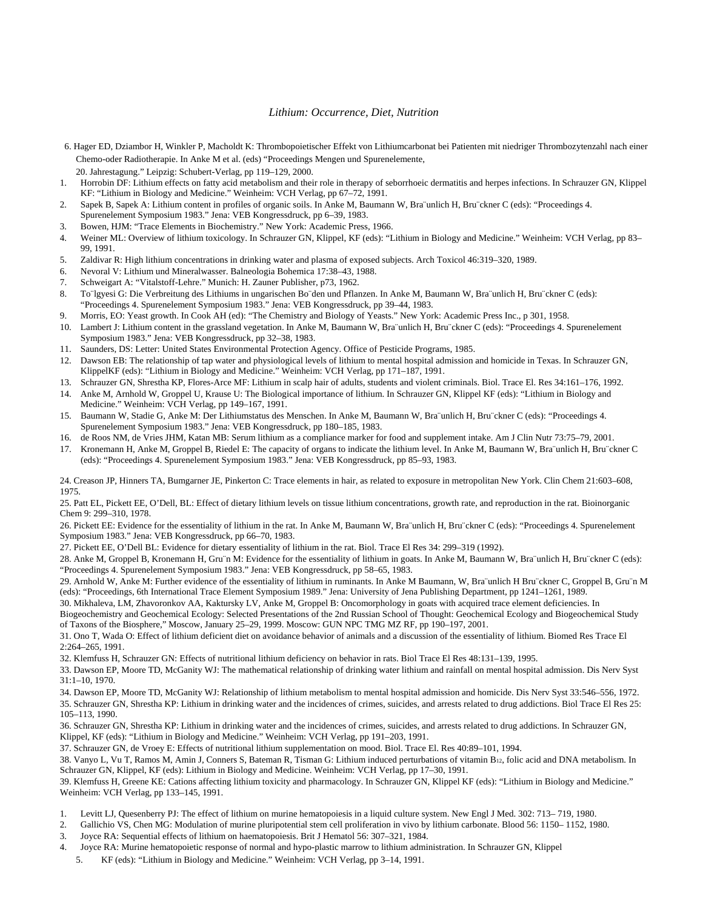*Lithium: Occurrence, Diet, Nutrition*

6. Hager ED, Dziambor H, Winkler P, Macholdt K: Thrombopoietischer Effekt von Lithiumcarbonat bei Patienten mit niedriger Thrombozytenzahl nach einer Chemo-oder Radiotherapie. In Anke M et al. (eds) "Proceedings Mengen und Spurenelemente,
   20. Jahrestagung." Leipzig: Schubert-Verlag, pp 119–129, 2000.

1. Horrobin DF: Lithium effects on fatty acid metabolism and their role in therapy of seborrhoeic dermatitis and herpes infections. In Schrauzer GN, Klippel KF: "Lithium in Biology and Medicine." Weinheim: VCH Verlag, pp 67–72, 1991.
2. Sapek B, Sapek A: Lithium content in profiles of organic soils. In Anke M, Baumann W, Bra¨unlich H, Bru¨ckner C (eds): "Proceedings 4. Spurenelement Symposium 1983." Jena: VEB Kongressdruck, pp 6–39, 1983.
3. Bowen, HJM: "Trace Elements in Biochemistry." New York: Academic Press, 1966.
4. Weiner ML: Overview of lithium toxicology. In Schrauzer GN, Klippel, KF (eds): "Lithium in Biology and Medicine." Weinheim: VCH Verlag, pp 83–99, 1991.
5. Zaldivar R: High lithium concentrations in drinking water and plasma of exposed subjects. Arch Toxicol 46:319–320, 1989.
6. Nevoral V: Lithium und Mineralwasser. Balneologia Bohemica 17:38–43, 1988.
7. Schweigart A: "Vitalstoff-Lehre." Munich: H. Zauner Publisher, p73, 1962.
8. To¨lgyesi G: Die Verbreitung des Lithiums in ungarischen Bo¨den und Pflanzen. In Anke M, Baumann W, Bra¨unlich H, Bru¨ckner C (eds): "Proceedings 4. Spurenelement Symposium 1983." Jena: VEB Kongressdruck, pp 39–44, 1983.
9. Morris, EO: Yeast growth. In Cook AH (ed): "The Chemistry and Biology of Yeasts." New York: Academic Press Inc., p 301, 1958.
10. Lambert J: Lithium content in the grassland vegetation. In Anke M, Baumann W, Bra¨unlich H, Bru¨ckner C (eds): "Proceedings 4. Spurenelement Symposium 1983." Jena: VEB Kongressdruck, pp 32–38, 1983.
11. Saunders, DS: Letter: United States Environmental Protection Agency. Office of Pesticide Programs, 1985.
12. Dawson EB: The relationship of tap water and physiological levels of lithium to mental hospital admission and homicide in Texas. In Schrauzer GN, KlippelKF (eds): "Lithium in Biology and Medicine." Weinheim: VCH Verlag, pp 171–187, 1991.
13. Schrauzer GN, Shrestha KP, Flores-Arce MF: Lithium in scalp hair of adults, students and violent criminals. Biol. Trace El. Res 34:161–176, 1992.
14. Anke M, Arnhold W, Groppel U, Krause U: The Biological importance of lithium. In Schrauzer GN, Klippel KF (eds): "Lithium in Biology and Medicine." Weinheim: VCH Verlag, pp 149–167, 1991.
15. Baumann W, Stadie G, Anke M: Der Lithiumstatus des Menschen. In Anke M, Baumann W, Bra¨unlich H, Bru¨ckner C (eds): "Proceedings 4. Spurenelement Symposium 1983." Jena: VEB Kongressdruck, pp 180–185, 1983.
16. de Roos NM, de Vries JHM, Katan MB: Serum lithium as a compliance marker for food and supplement intake. Am J Clin Nutr 73:75–79, 2001.
17. Kronemann H, Anke M, Groppel B, Riedel E: The capacity of organs to indicate the lithium level. In Anke M, Baumann W, Bra¨unlich H, Bru¨ckner C (eds): "Proceedings 4. Spurenelement Symposium 1983." Jena: VEB Kongressdruck, pp 85–93, 1983.

24. Creason JP, Hinners TA, Bumgarner JE, Pinkerton C: Trace elements in hair, as related to exposure in metropolitan New York. Clin Chem 21:603–608, 1975.

25. Patt EL, Pickett EE, O'Dell, BL: Effect of dietary lithium levels on tissue lithium concentrations, growth rate, and reproduction in the rat. Bioinorganic Chem 9: 299–310, 1978.

26. Pickett EE: Evidence for the essentiality of lithium in the rat. In Anke M, Baumann W, Bra¨unlich H, Bru¨ckner C (eds): "Proceedings 4. Spurenelement Symposium 1983." Jena: VEB Kongressdruck, pp 66–70, 1983.

27. Pickett EE, O'Dell BL: Evidence for dietary essentiality of lithium in the rat. Biol. Trace El Res 34: 299–319 (1992).

28. Anke M, Groppel B, Kronemann H, Gru¨n M: Evidence for the essentiality of lithium in goats. In Anke M, Baumann W, Bra¨unlich H, Bru¨ckner C (eds): "Proceedings 4. Spurenelement Symposium 1983." Jena: VEB Kongressdruck, pp 58–65, 1983.

29. Arnhold W, Anke M: Further evidence of the essentiality of lithium in ruminants. In Anke M Baumann, W, Bra¨unlich H Bru¨ckner C, Groppel B, Gru¨n M (eds): "Proceedings, 6th International Trace Element Symposium 1989." Jena: University of Jena Publishing Department, pp 1241–1261, 1989.

30. Mikhaleva, LM, Zhavoronkov AA, Kaktursky LV, Anke M, Groppel B: Oncomorphology in goats with acquired trace element deficiencies. In Biogeochemistry and Geochemical Ecology: Selected Presentations of the 2nd Russian School of Thought: Geochemical Ecology and Biogeochemical Study of Taxons of the Biosphere," Moscow, January 25–29, 1999. Moscow: GUN NPC TMG MZ RF, pp 190–197, 2001.

31. Ono T, Wada O: Effect of lithium deficient diet on avoidance behavior of animals and a discussion of the essentiality of lithium. Biomed Res Trace El 2:264–265, 1991.

32. Klemfuss H, Schrauzer GN: Effects of nutritional lithium deficiency on behavior in rats. Biol Trace El Res 48:131–139, 1995.

33. Dawson EP, Moore TD, McGanity WJ: The mathematical relationship of drinking water lithium and rainfall on mental hospital admission. Dis Nerv Syst 31:1–10, 1970.

34. Dawson EP, Moore TD, McGanity WJ: Relationship of lithium metabolism to mental hospital admission and homicide. Dis Nerv Syst 33:546–556, 1972.

35. Schrauzer GN, Shrestha KP: Lithium in drinking water and the incidences of crimes, suicides, and arrests related to drug addictions. Biol Trace El Res 25: 105–113, 1990.

36. Schrauzer GN, Shrestha KP: Lithium in drinking water and the incidences of crimes, suicides, and arrests related to drug addictions. In Schrauzer GN, Klippel, KF (eds): "Lithium in Biology and Medicine." Weinheim: VCH Verlag, pp 191–203, 1991.

37. Schrauzer GN, de Vroey E: Effects of nutritional lithium supplementation on mood. Biol. Trace El. Res 40:89–101, 1994.

38. Vanyo L, Vu T, Ramos M, Amin J, Conners S, Bateman R, Tisman G: Lithium induced perturbations of vitamin $B_{12}$, folic acid and DNA metabolism. In Schrauzer GN, Klippel, KF (eds): Lithium in Biology and Medicine. Weinheim: VCH Verlag, pp 17–30, 1991.

39. Klemfuss H, Greene KE: Cations affecting lithium toxicity and pharmacology. In Schrauzer GN, Klippel KF (eds): "Lithium in Biology and Medicine." Weinheim: VCH Verlag, pp 133–145, 1991.

1. Levitt LJ, Quesenberry PJ: The effect of lithium on murine hematopoiesis in a liquid culture system. New Engl J Med. 302: 713– 719, 1980.
2. Gallichio VS, Chen MG: Modulation of murine pluripotential stem cell proliferation in vivo by lithium carbonate. Blood 56: 1150– 1152, 1980.
3. Joyce RA: Sequential effects of lithium on haematopoiesis. Brit J Hematol 56: 307–321, 1984.
4. Joyce RA: Murine hematopoietic response of normal and hypo-plastic marrow to lithium administration. In Schrauzer GN, Klippel
   5. KF (eds): "Lithium in Biology and Medicine." Weinheim: VCH Verlag, pp 3–14, 1991.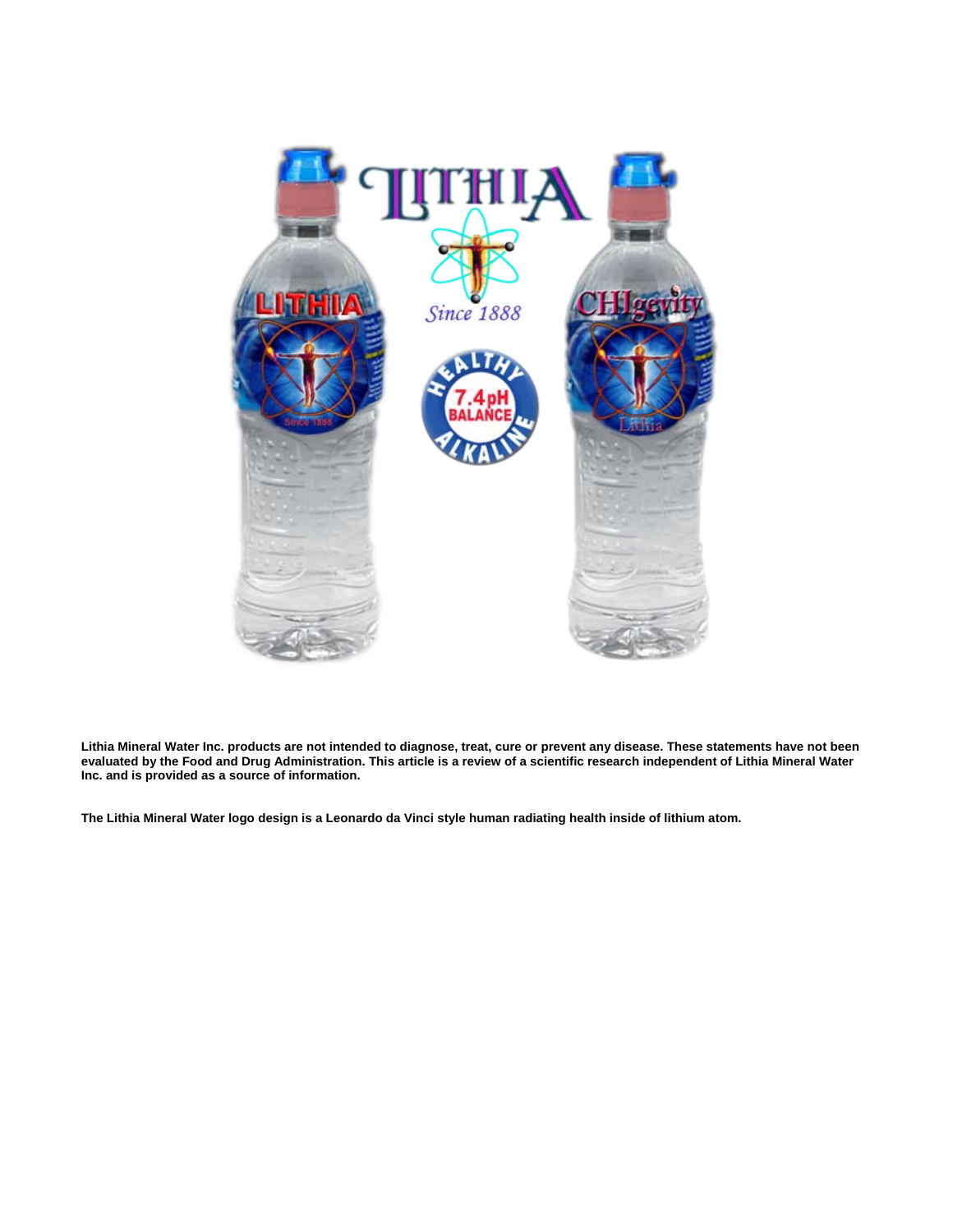**Lithia Mineral Water Inc. products are not intended to diagnose, treat, cure or prevent any disease. These statements have not been evaluated by the Food and Drug Administration. This article is a review of a scientific research independent of Lithia Mineral Water Inc. and is provided as a source of information.**

**The Lithia Mineral Water logo design is a Leonardo da Vinci style human radiating health inside of lithium atom.**